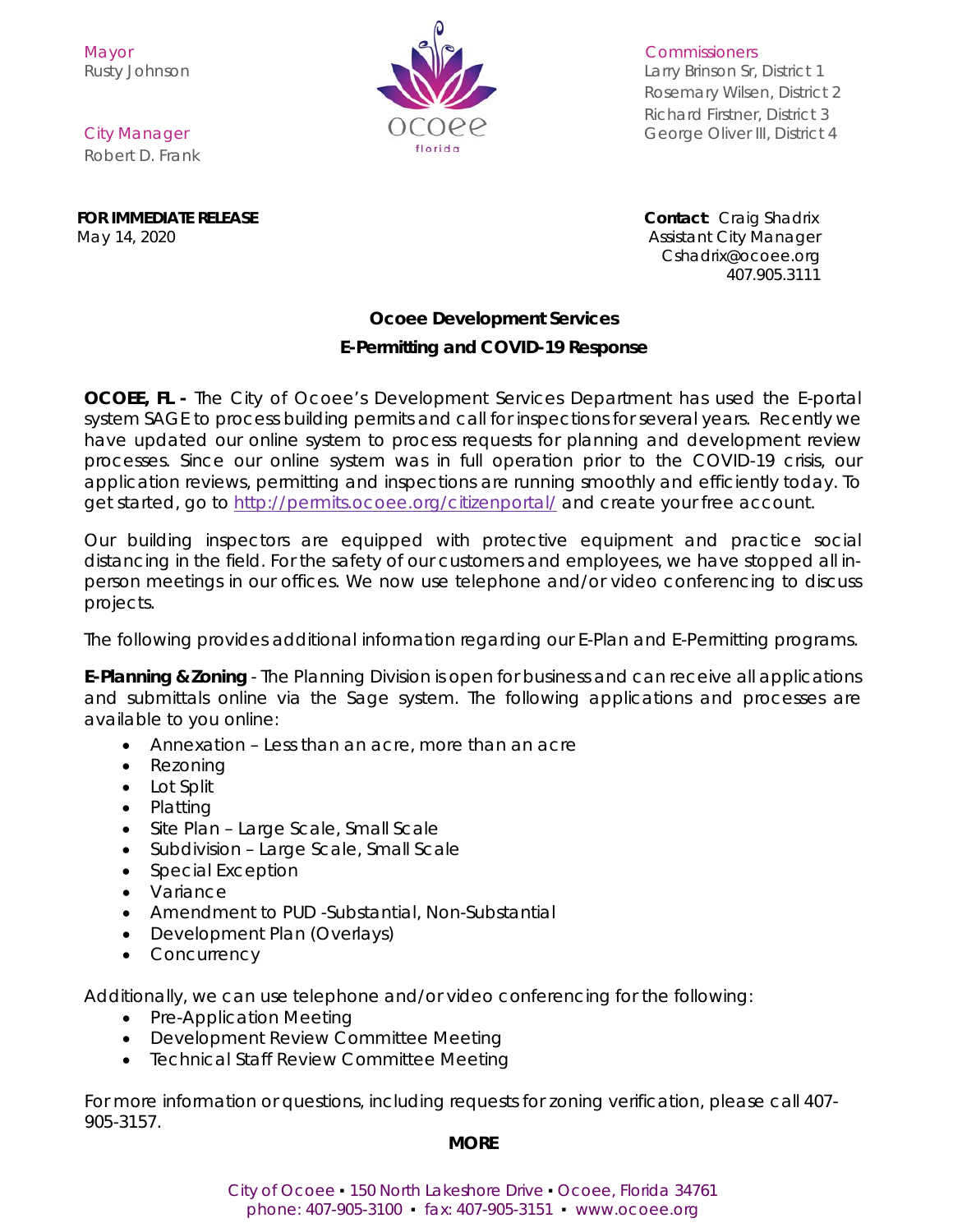Mayor
Rusty Johnson

City Manager
Robert D. Frank

Commissioners
Larry Brinson Sr, District 1
Rosemary Wilsen, District 2
Richard Firstner, District 3
George Oliver III, District 4

**FOR IMMEDIATE RELEASE**
May 14, 2020

**Contact**: Craig Shadrix
Assistant City Manager
Cshadrix@ocoee.org
407.905.3111

## Ocoee Development Services

## E-Permitting and COVID-19 Response

**OCOEE, FL -** The City of Ocoee's Development Services Department has used the E-portal system SAGE to process building permits and call for inspections for several years. Recently we have updated our online system to process requests for planning and development review processes. Since our online system was in full operation prior to the COVID-19 crisis, our application reviews, permitting and inspections are running smoothly and efficiently today. To get started, go to http://permits.ocoee.org/citizenportal/ and create your free account.

Our building inspectors are equipped with protective equipment and practice social distancing in the field. For the safety of our customers and employees, we have stopped all in-person meetings in our offices. We now use telephone and/or video conferencing to discuss projects.

The following provides additional information regarding our E-Plan and E-Permitting programs.

**E-Planning & Zoning** - The Planning Division is open for business and can receive all applications and submittals online via the Sage system. The following applications and processes are available to you online:

- Annexation – Less than an acre, more than an acre
- Rezoning
- Lot Split
- Platting
- Site Plan – Large Scale, Small Scale
- Subdivision – Large Scale, Small Scale
- Special Exception
- Variance
- Amendment to PUD -Substantial, Non-Substantial
- Development Plan (Overlays)
- Concurrency

Additionally, we can use telephone and/or video conferencing for the following:

- Pre-Application Meeting
- Development Review Committee Meeting
- Technical Staff Review Committee Meeting

For more information or questions, including requests for zoning verification, please call 407-905-3157.

**MORE**

City of Ocoee ▪ 150 North Lakeshore Drive ▪ Ocoee, Florida 34761
phone: 407-905-3100 ▪ fax: 407-905-3151 ▪ www.ocoee.org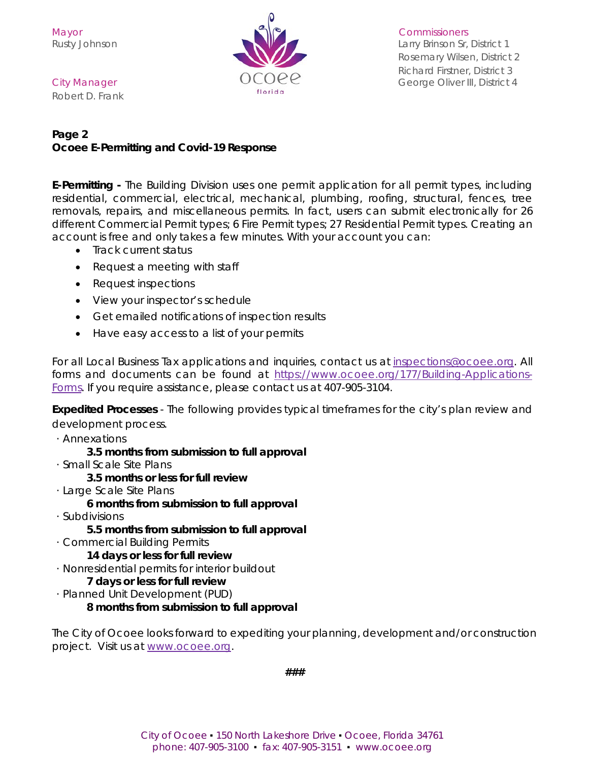Mayor
Rusty Johnson

City Manager
Robert D. Frank

Commissioners
Larry Brinson Sr, District 1
Rosemary Wilsen, District 2
Richard Firstner, District 3
George Oliver III, District 4

**Page 2**
**Ocoee E-Permitting and Covid-19 Response**

**E-Permitting -** The Building Division uses one permit application for all permit types, including residential, commercial, electrical, mechanical, plumbing, roofing, structural, fences, tree removals, repairs, and miscellaneous permits. In fact, users can submit electronically for 26 different Commercial Permit types; 6 Fire Permit types; 27 Residential Permit types. Creating an account is free and only takes a few minutes. With your account you can:

- Track current status
- Request a meeting with staff
- Request inspections
- View your inspector's schedule
- Get emailed notifications of inspection results
- Have easy access to a list of your permits

For all Local Business Tax applications and inquiries, contact us at inspections@ocoee.org. All forms and documents can be found at https://www.ocoee.org/177/Building-Applications-Forms. If you require assistance, please contact us at 407-905-3104.

**Expedited Processes** - The following provides typical timeframes for the city's plan review and development process.

· Annexations
  **3.5 months from submission to full approval**
· Small Scale Site Plans
  **3.5 months or less for full review**
· Large Scale Site Plans
  **6 months from submission to full approval**
· Subdivisions
  **5.5 months from submission to full approval**
· Commercial Building Permits
  **14 days or less for full review**
· Nonresidential permits for interior buildout
  **7 days or less for full review**
· Planned Unit Development (PUD)
  **8 months from submission to full approval**

The City of Ocoee looks forward to expediting your planning, development and/or construction project. Visit us at www.ocoee.org.

###

City of Ocoee ▪ 150 North Lakeshore Drive ▪ Ocoee, Florida 34761
phone: 407-905-3100 ▪ fax: 407-905-3151 ▪ www.ocoee.org